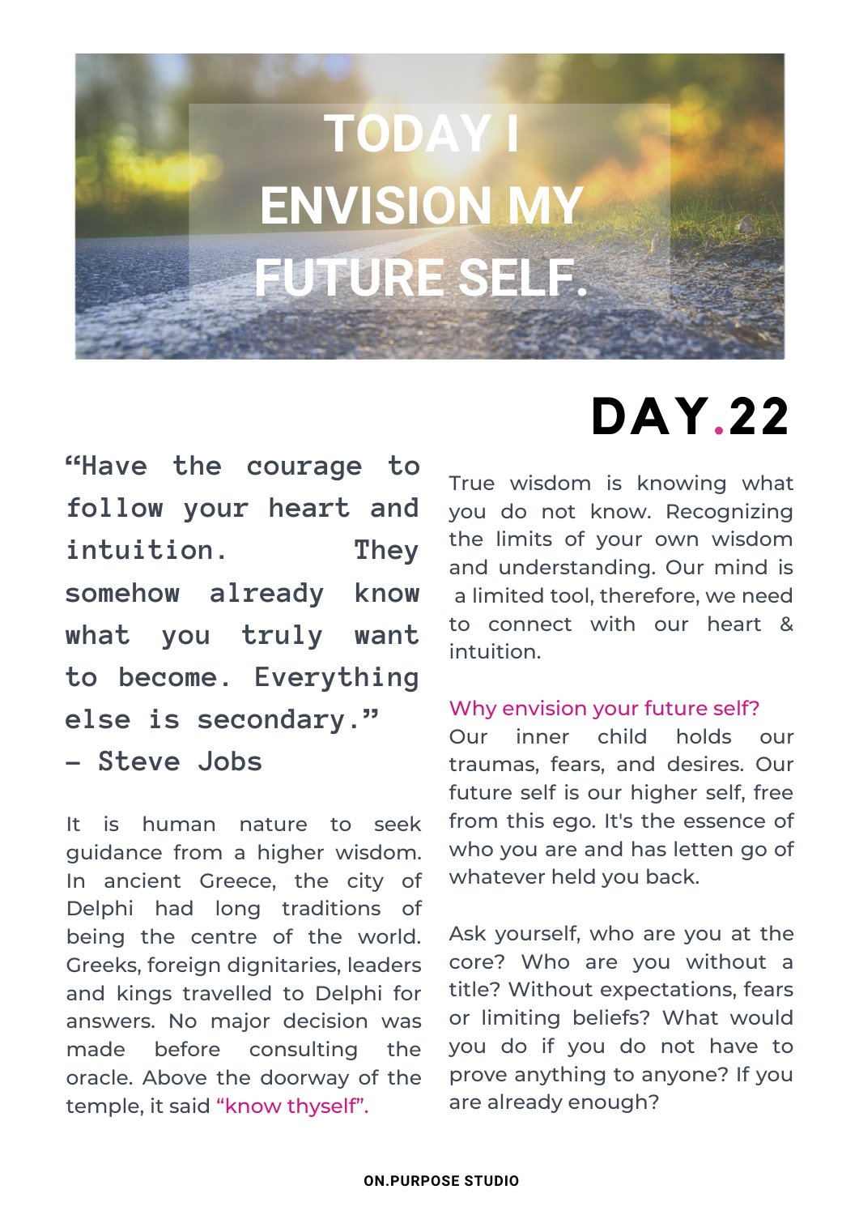# TODAY I ENVISION MY FUTURE SELF.

## DAY.22

**"Have the courage to follow your heart and intuition. They somehow already know what you truly want to become. Everything else is secondary."**
**- Steve Jobs**

It is human nature to seek guidance from a higher wisdom. In ancient Greece, the city of Delphi had long traditions of being the centre of the world. Greeks, foreign dignitaries, leaders and kings travelled to Delphi for answers. No major decision was made before consulting the oracle. Above the doorway of the temple, it said "know thyself".

True wisdom is knowing what you do not know. Recognizing the limits of your own wisdom and understanding. Our mind is a limited tool, therefore, we need to connect with our heart & intuition.

### Why envision your future self?

Our inner child holds our traumas, fears, and desires. Our future self is our higher self, free from this ego. It's the essence of who you are and has letten go of whatever held you back.

Ask yourself, who are you at the core? Who are you without a title? Without expectations, fears or limiting beliefs? What would you do if you do not have to prove anything to anyone? If you are already enough?

ON.PURPOSE STUDIO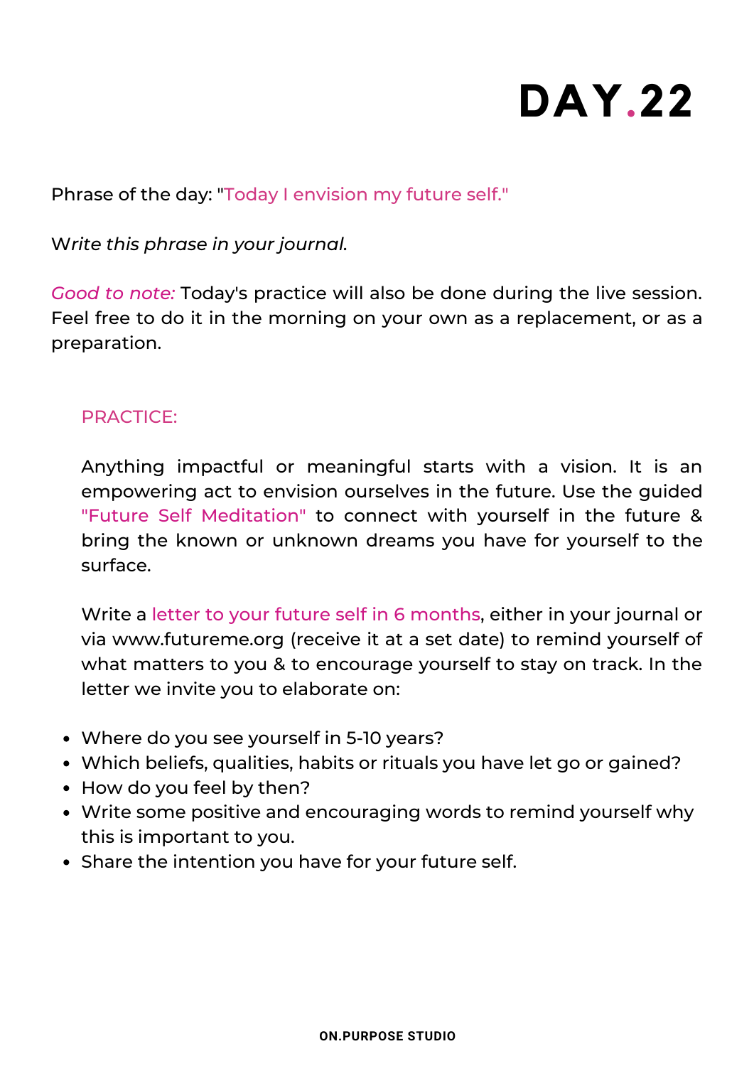# DAY.22

Phrase of the day: "Today I envision my future self."

*Write this phrase in your journal.*

*Good to note:* Today's practice will also be done during the live session. Feel free to do it in the morning on your own as a replacement, or as a preparation.

PRACTICE:

Anything impactful or meaningful starts with a vision. It is an empowering act to envision ourselves in the future. Use the guided "Future Self Meditation" to connect with yourself in the future & bring the known or unknown dreams you have for yourself to the surface.

Write a letter to your future self in 6 months, either in your journal or via www.futureme.org (receive it at a set date) to remind yourself of what matters to you & to encourage yourself to stay on track. In the letter we invite you to elaborate on:

- Where do you see yourself in 5-10 years?
- Which beliefs, qualities, habits or rituals you have let go or gained?
- How do you feel by then?
- Write some positive and encouraging words to remind yourself why this is important to you.
- Share the intention you have for your future self.

ON.PURPOSE STUDIO